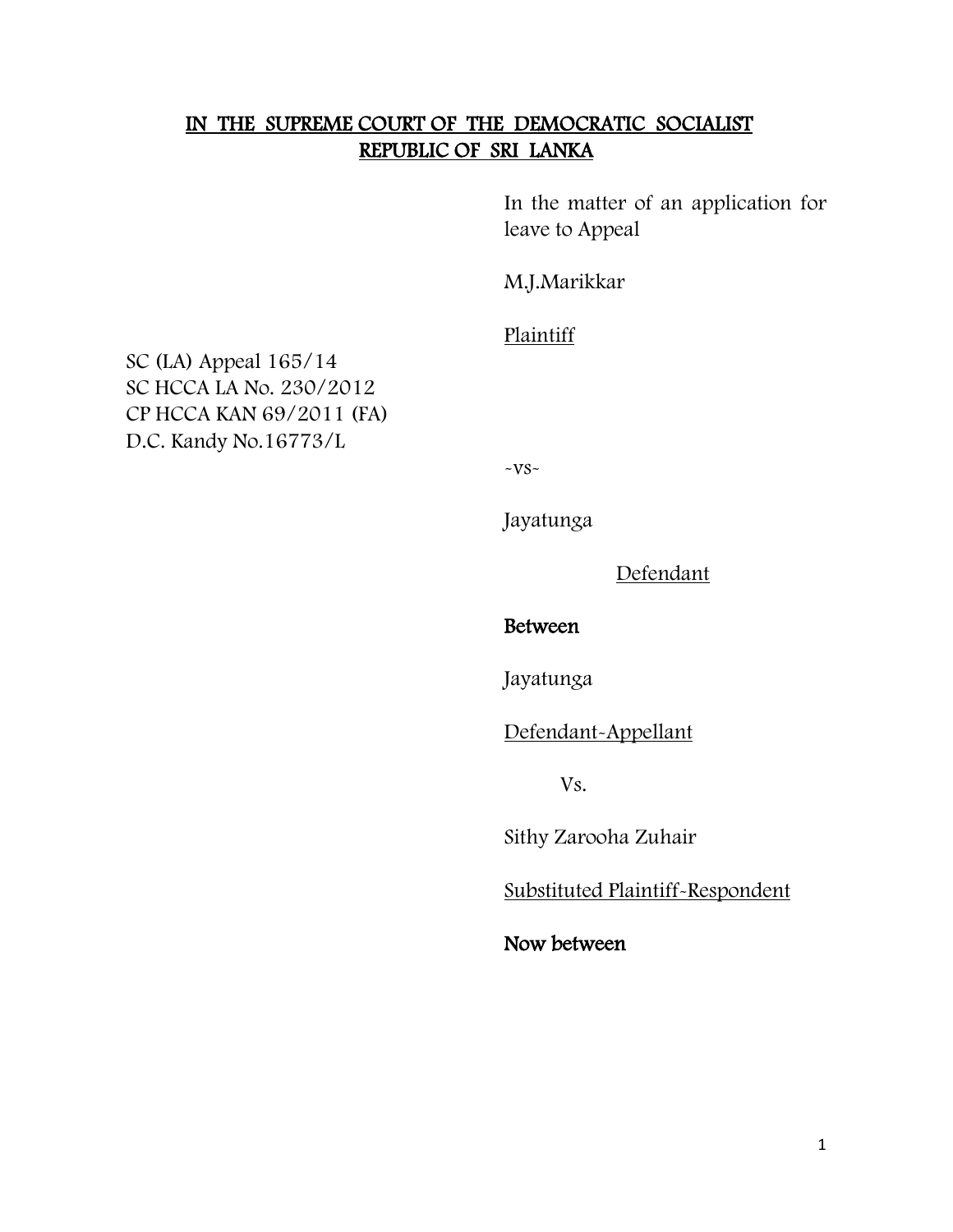**IN THE SUPREME COURT OF THE DEMOCRATIC SOCIALIST REPUBLIC OF SRI LANKA**

In the matter of an application for leave to Appeal

M.J.Marikkar

Plaintiff

SC (LA) Appeal 165/14
SC HCCA LA No. 230/2012
CP HCCA KAN 69/2011 (FA)
D.C. Kandy No.16773/L

-vs-

Jayatunga

Defendant

**Between**

Jayatunga

Defendant-Appellant

Vs.

Sithy Zarooha Zuhair

Substituted Plaintiff-Respondent

**Now between**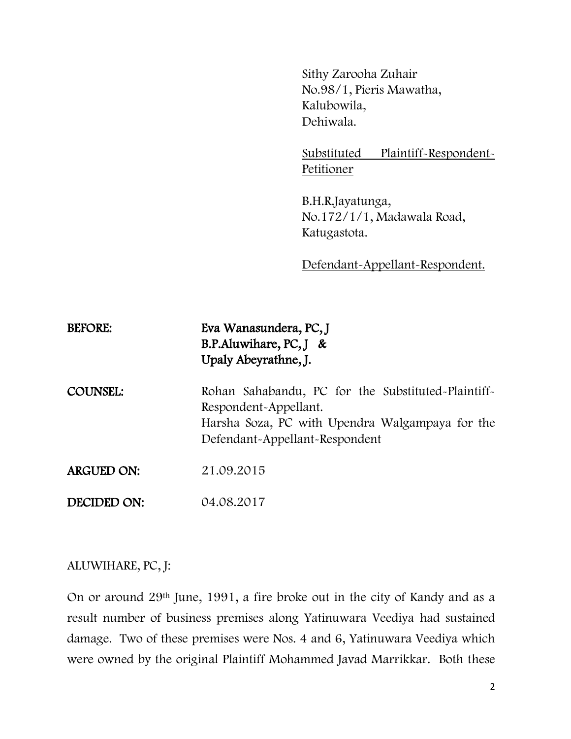Sithy Zarooha Zuhair
No.98/1, Pieris Mawatha,
Kalubowila,
Dehiwala.

Substituted Plaintiff-Respondent-Petitioner

B.H.R.Jayatunga,
No.172/1/1, Madawala Road,
Katugastota.

Defendant-Appellant-Respondent.

**BEFORE:** **Eva Wanasundera, PC, J**
**B.P.Aluwihare, PC, J &**
**Upaly Abeyrathne, J.**

**COUNSEL:** Rohan Sahabandu, PC for the Substituted-Plaintiff-Respondent-Appellant.
Harsha Soza, PC with Upendra Walgampaya for the Defendant-Appellant-Respondent

**ARGUED ON:** 21.09.2015

**DECIDED ON:** 04.08.2017

ALUWIHARE, PC, J:

On or around 29th June, 1991, a fire broke out in the city of Kandy and as a result number of business premises along Yatinuwara Veediya had sustained damage. Two of these premises were Nos. 4 and 6, Yatinuwara Veediya which were owned by the original Plaintiff Mohammed Javad Marrikkar. Both these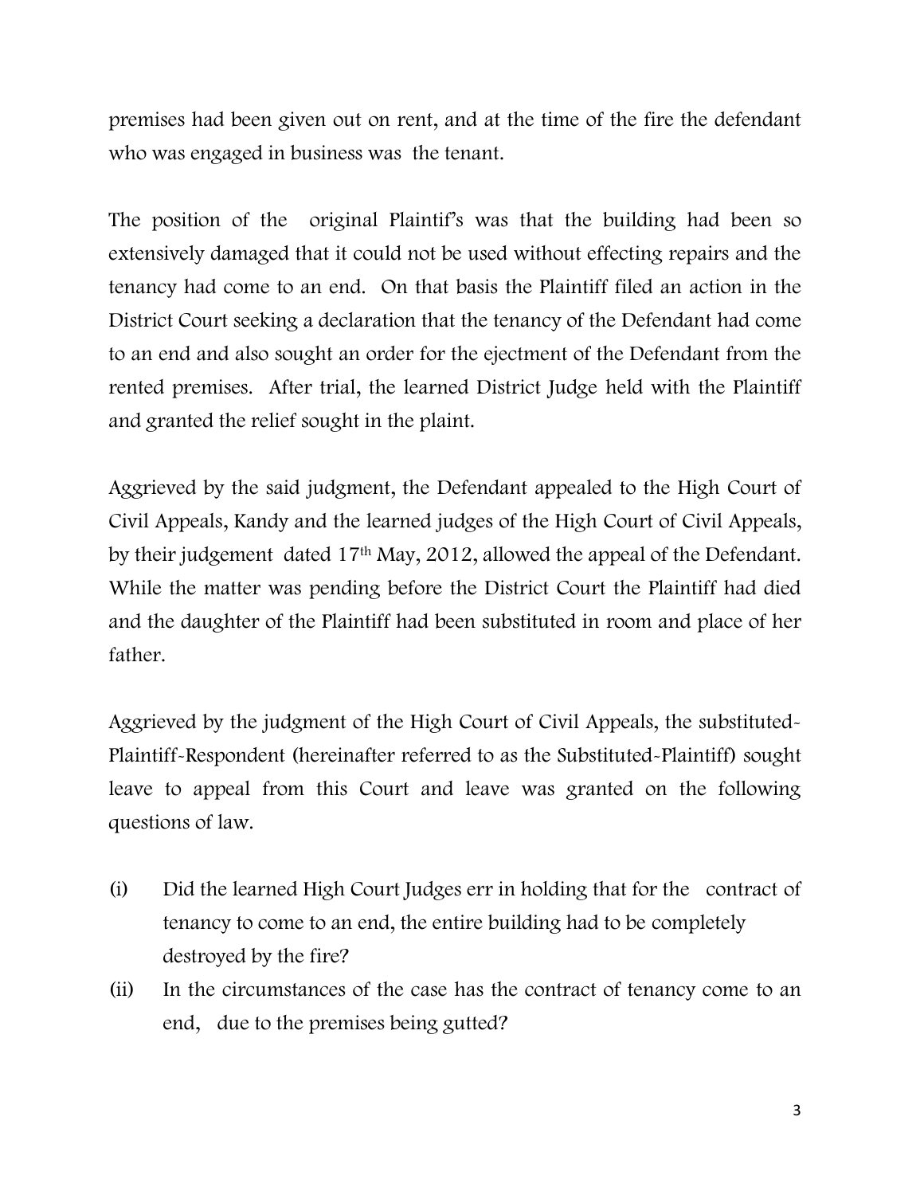premises had been given out on rent, and at the time of the fire the defendant who was engaged in business was the tenant.

The position of the original Plaintif's was that the building had been so extensively damaged that it could not be used without effecting repairs and the tenancy had come to an end. On that basis the Plaintiff filed an action in the District Court seeking a declaration that the tenancy of the Defendant had come to an end and also sought an order for the ejectment of the Defendant from the rented premises. After trial, the learned District Judge held with the Plaintiff and granted the relief sought in the plaint.

Aggrieved by the said judgment, the Defendant appealed to the High Court of Civil Appeals, Kandy and the learned judges of the High Court of Civil Appeals, by their judgement dated 17th May, 2012, allowed the appeal of the Defendant. While the matter was pending before the District Court the Plaintiff had died and the daughter of the Plaintiff had been substituted in room and place of her father.

Aggrieved by the judgment of the High Court of Civil Appeals, the substituted-Plaintiff-Respondent (hereinafter referred to as the Substituted-Plaintiff) sought leave to appeal from this Court and leave was granted on the following questions of law.

(i) Did the learned High Court Judges err in holding that for the contract of tenancy to come to an end, the entire building had to be completely destroyed by the fire?

(ii) In the circumstances of the case has the contract of tenancy come to an end, due to the premises being gutted?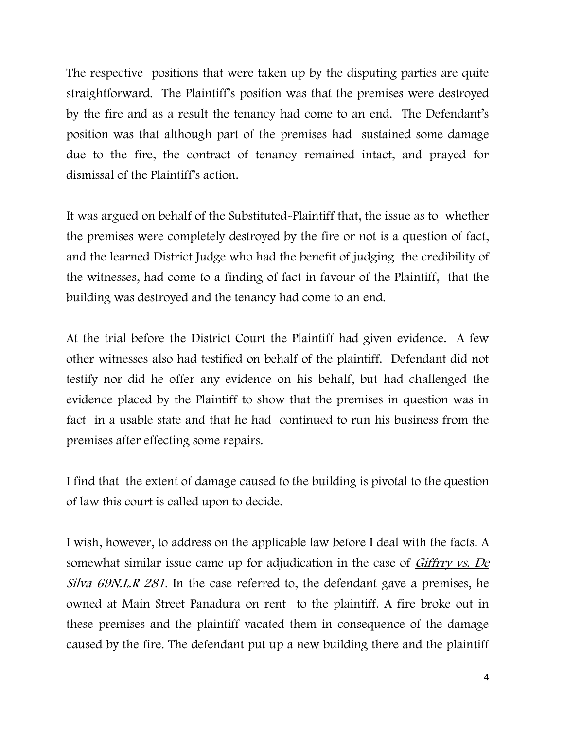The respective positions that were taken up by the disputing parties are quite straightforward. The Plaintiff's position was that the premises were destroyed by the fire and as a result the tenancy had come to an end. The Defendant's position was that although part of the premises had sustained some damage due to the fire, the contract of tenancy remained intact, and prayed for dismissal of the Plaintiff's action.

It was argued on behalf of the Substituted-Plaintiff that, the issue as to whether the premises were completely destroyed by the fire or not is a question of fact, and the learned District Judge who had the benefit of judging the credibility of the witnesses, had come to a finding of fact in favour of the Plaintiff, that the building was destroyed and the tenancy had come to an end.

At the trial before the District Court the Plaintiff had given evidence. A few other witnesses also had testified on behalf of the plaintiff. Defendant did not testify nor did he offer any evidence on his behalf, but had challenged the evidence placed by the Plaintiff to show that the premises in question was in fact in a usable state and that he had continued to run his business from the premises after effecting some repairs.

I find that the extent of damage caused to the building is pivotal to the question of law this court is called upon to decide.

I wish, however, to address on the applicable law before I deal with the facts. A somewhat similar issue came up for adjudication in the case of *Giffrry vs. De Silva 69N.L.R 281.* In the case referred to, the defendant gave a premises, he owned at Main Street Panadura on rent to the plaintiff. A fire broke out in these premises and the plaintiff vacated them in consequence of the damage caused by the fire. The defendant put up a new building there and the plaintiff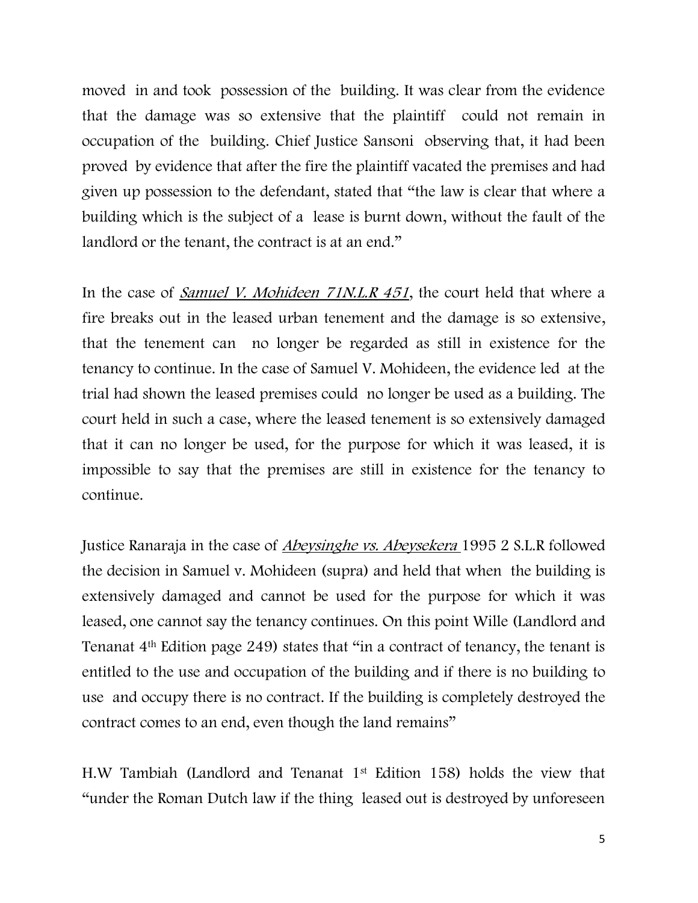moved in and took possession of the building. It was clear from the evidence that the damage was so extensive that the plaintiff could not remain in occupation of the building. Chief Justice Sansoni observing that, it had been proved by evidence that after the fire the plaintiff vacated the premises and had given up possession to the defendant, stated that "the law is clear that where a building which is the subject of a lease is burnt down, without the fault of the landlord or the tenant, the contract is at an end."

In the case of *Samuel V. Mohideen 71N.L.R 451*, the court held that where a fire breaks out in the leased urban tenement and the damage is so extensive, that the tenement can no longer be regarded as still in existence for the tenancy to continue. In the case of Samuel V. Mohideen, the evidence led at the trial had shown the leased premises could no longer be used as a building. The court held in such a case, where the leased tenement is so extensively damaged that it can no longer be used, for the purpose for which it was leased, it is impossible to say that the premises are still in existence for the tenancy to continue.

Justice Ranaraja in the case of *Abeysinghe vs. Abeysekera* 1995 2 S.L.R followed the decision in Samuel v. Mohideen (supra) and held that when the building is extensively damaged and cannot be used for the purpose for which it was leased, one cannot say the tenancy continues. On this point Wille (Landlord and Tenanat 4th Edition page 249) states that "in a contract of tenancy, the tenant is entitled to the use and occupation of the building and if there is no building to use and occupy there is no contract. If the building is completely destroyed the contract comes to an end, even though the land remains"

H.W Tambiah (Landlord and Tenanat 1st Edition 158) holds the view that "under the Roman Dutch law if the thing leased out is destroyed by unforeseen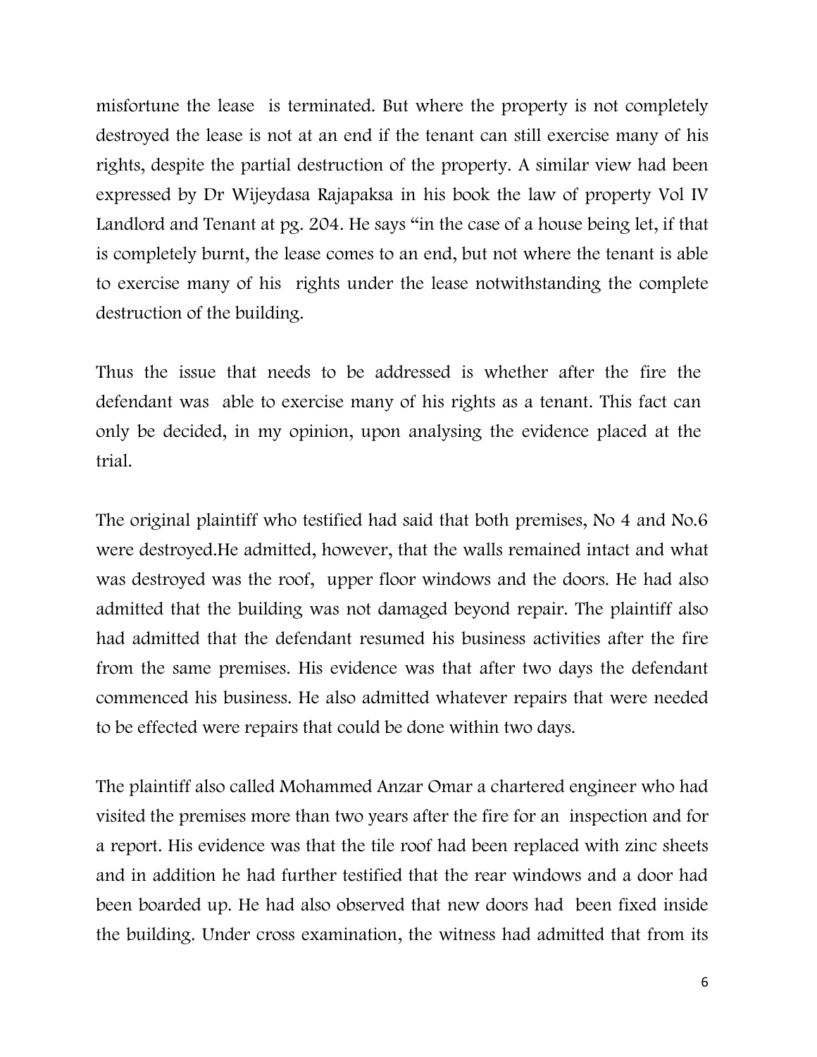misfortune the lease is terminated. But where the property is not completely destroyed the lease is not at an end if the tenant can still exercise many of his rights, despite the partial destruction of the property. A similar view had been expressed by Dr Wijeydasa Rajapaksa in his book the law of property Vol IV Landlord and Tenant at pg. 204. He says "in the case of a house being let, if that is completely burnt, the lease comes to an end, but not where the tenant is able to exercise many of his rights under the lease notwithstanding the complete destruction of the building.

Thus the issue that needs to be addressed is whether after the fire the defendant was able to exercise many of his rights as a tenant. This fact can only be decided, in my opinion, upon analysing the evidence placed at the trial.

The original plaintiff who testified had said that both premises, No 4 and No.6 were destroyed.He admitted, however, that the walls remained intact and what was destroyed was the roof, upper floor windows and the doors. He had also admitted that the building was not damaged beyond repair. The plaintiff also had admitted that the defendant resumed his business activities after the fire from the same premises. His evidence was that after two days the defendant commenced his business. He also admitted whatever repairs that were needed to be effected were repairs that could be done within two days.

The plaintiff also called Mohammed Anzar Omar a chartered engineer who had visited the premises more than two years after the fire for an inspection and for a report. His evidence was that the tile roof had been replaced with zinc sheets and in addition he had further testified that the rear windows and a door had been boarded up. He had also observed that new doors had been fixed inside the building. Under cross examination, the witness had admitted that from its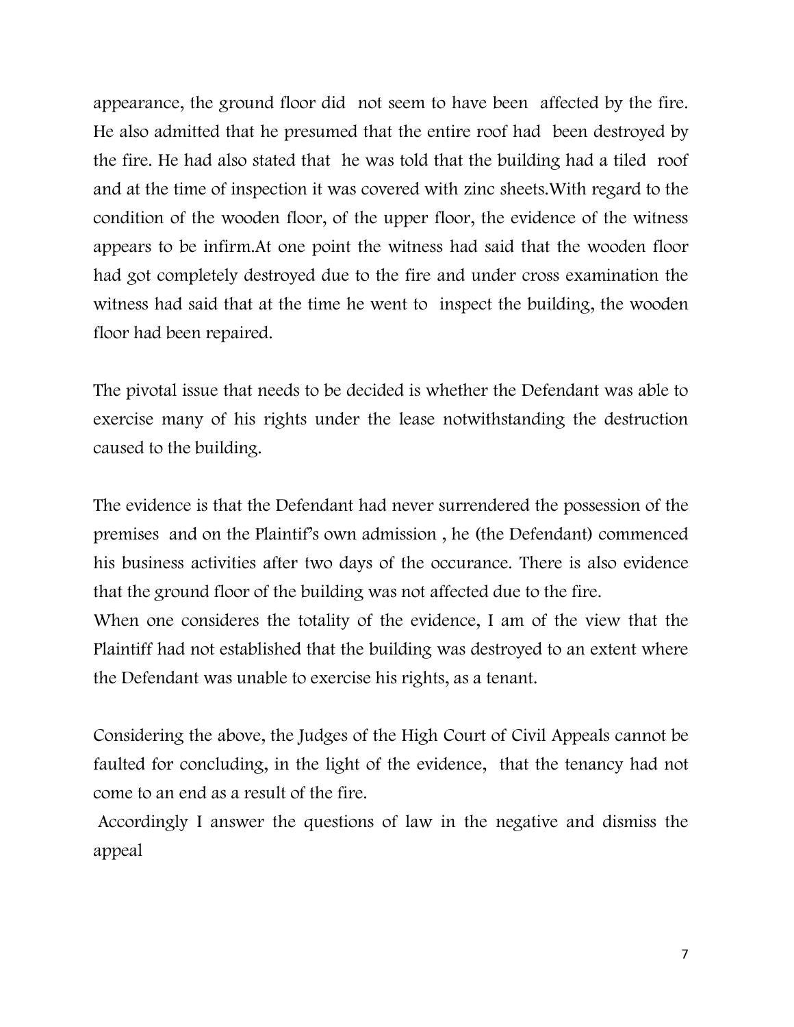appearance, the ground floor did not seem to have been affected by the fire. He also admitted that he presumed that the entire roof had been destroyed by the fire. He had also stated that he was told that the building had a tiled roof and at the time of inspection it was covered with zinc sheets.With regard to the condition of the wooden floor, of the upper floor, the evidence of the witness appears to be infirm.At one point the witness had said that the wooden floor had got completely destroyed due to the fire and under cross examination the witness had said that at the time he went to inspect the building, the wooden floor had been repaired.

The pivotal issue that needs to be decided is whether the Defendant was able to exercise many of his rights under the lease notwithstanding the destruction caused to the building.

The evidence is that the Defendant had never surrendered the possession of the premises and on the Plaintif's own admission , he (the Defendant) commenced his business activities after two days of the occurance. There is also evidence that the ground floor of the building was not affected due to the fire.
When one consideres the totality of the evidence, I am of the view that the Plaintiff had not established that the building was destroyed to an extent where the Defendant was unable to exercise his rights, as a tenant.

Considering the above, the Judges of the High Court of Civil Appeals cannot be faulted for concluding, in the light of the evidence, that the tenancy had not come to an end as a result of the fire.
Accordingly I answer the questions of law in the negative and dismiss the appeal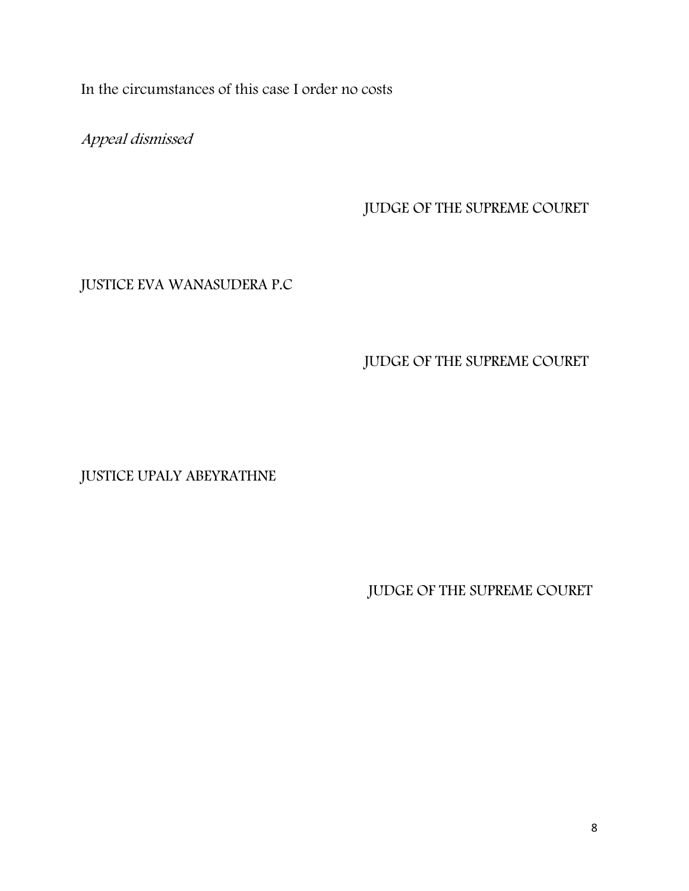In the circumstances of this case I order no costs

*Appeal dismissed*

JUDGE OF THE SUPREME COURET

JUSTICE EVA WANASUDERA P.C

JUDGE OF THE SUPREME COURET

JUSTICE UPALY ABEYRATHNE

JUDGE OF THE SUPREME COURET